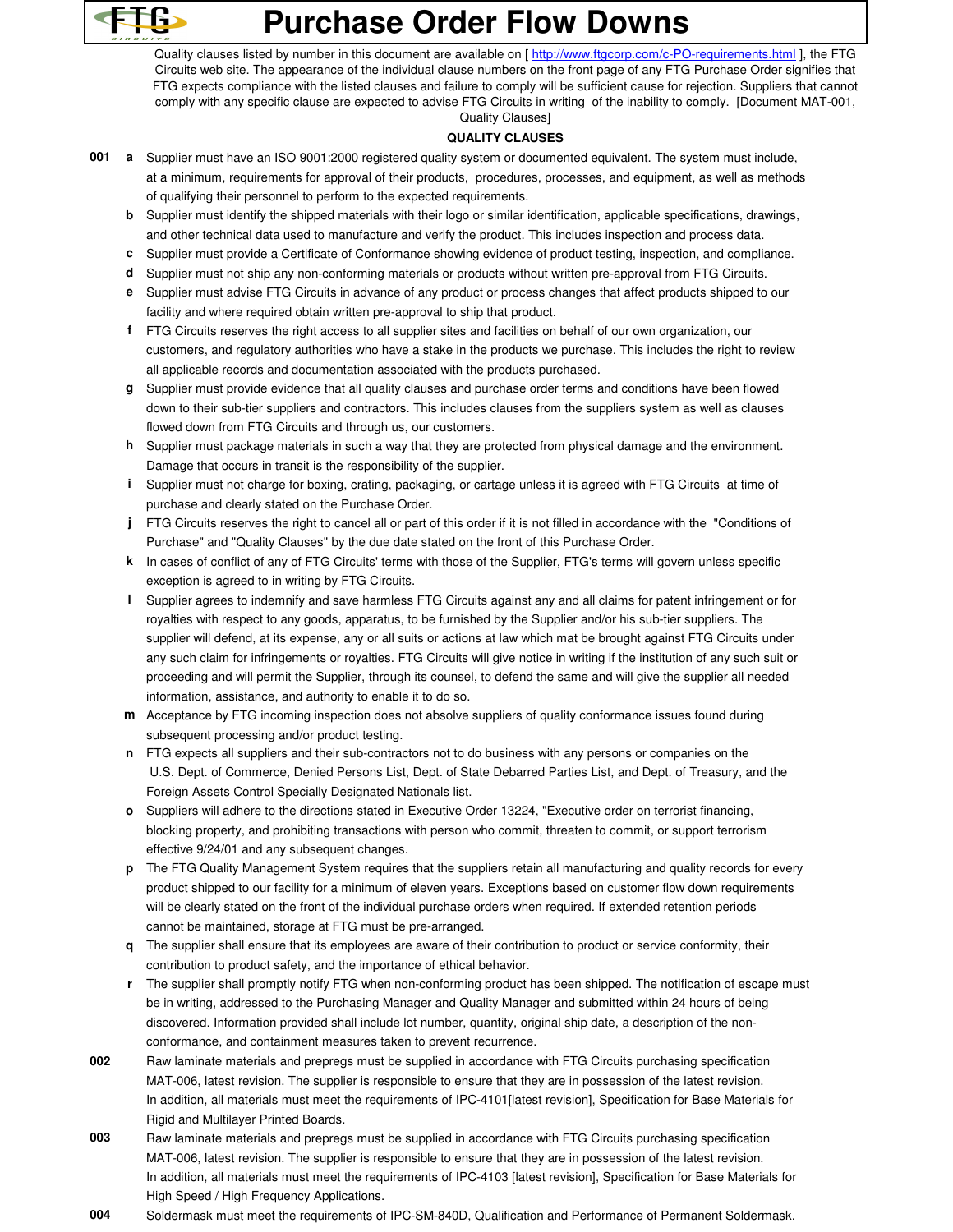# Purchase Order Flow Downs

Quality clauses listed by number in this document are available on [ http://www.ftgcorp.com/c-PO-requirements.html ], the FTG Circuits web site. The appearance of the individual clause numbers on the front page of any FTG Purchase Order signifies that FTG expects compliance with the listed clauses and failure to comply will be sufficient cause for rejection. Suppliers that cannot comply with any specific clause are expected to advise FTG Circuits in writing of the inability to comply. [Document MAT-001, Quality Clauses]

## QUALITY CLAUSES

**001**

- **a** Supplier must have an ISO 9001:2000 registered quality system or documented equivalent. The system must include, at a minimum, requirements for approval of their products, procedures, processes, and equipment, as well as methods of qualifying their personnel to perform to the expected requirements.
- **b** Supplier must identify the shipped materials with their logo or similar identification, applicable specifications, drawings, and other technical data used to manufacture and verify the product. This includes inspection and process data.
- **c** Supplier must provide a Certificate of Conformance showing evidence of product testing, inspection, and compliance.
- **d** Supplier must not ship any non-conforming materials or products without written pre-approval from FTG Circuits.
- **e** Supplier must advise FTG Circuits in advance of any product or process changes that affect products shipped to our facility and where required obtain written pre-approval to ship that product.
- **f** FTG Circuits reserves the right access to all supplier sites and facilities on behalf of our own organization, our customers, and regulatory authorities who have a stake in the products we purchase. This includes the right to review all applicable records and documentation associated with the products purchased.
- **g** Supplier must provide evidence that all quality clauses and purchase order terms and conditions have been flowed down to their sub-tier suppliers and contractors. This includes clauses from the suppliers system as well as clauses flowed down from FTG Circuits and through us, our customers.
- **h** Supplier must package materials in such a way that they are protected from physical damage and the environment. Damage that occurs in transit is the responsibility of the supplier.
- **i** Supplier must not charge for boxing, crating, packaging, or cartage unless it is agreed with FTG Circuits at time of purchase and clearly stated on the Purchase Order.
- **j** FTG Circuits reserves the right to cancel all or part of this order if it is not filled in accordance with the "Conditions of Purchase" and "Quality Clauses" by the due date stated on the front of this Purchase Order.
- **k** In cases of conflict of any of FTG Circuits' terms with those of the Supplier, FTG's terms will govern unless specific exception is agreed to in writing by FTG Circuits.
- **l** Supplier agrees to indemnify and save harmless FTG Circuits against any and all claims for patent infringement or for royalties with respect to any goods, apparatus, to be furnished by the Supplier and/or his sub-tier suppliers. The supplier will defend, at its expense, any or all suits or actions at law which mat be brought against FTG Circuits under any such claim for infringements or royalties. FTG Circuits will give notice in writing if the institution of any such suit or proceeding and will permit the Supplier, through its counsel, to defend the same and will give the supplier all needed information, assistance, and authority to enable it to do so.
- **m** Acceptance by FTG incoming inspection does not absolve suppliers of quality conformance issues found during subsequent processing and/or product testing.
- **n** FTG expects all suppliers and their sub-contractors not to do business with any persons or companies on the U.S. Dept. of Commerce, Denied Persons List, Dept. of State Debarred Parties List, and Dept. of Treasury, and the Foreign Assets Control Specially Designated Nationals list.
- **o** Suppliers will adhere to the directions stated in Executive Order 13224, "Executive order on terrorist financing, blocking property, and prohibiting transactions with person who commit, threaten to commit, or support terrorism effective 9/24/01 and any subsequent changes.
- **p** The FTG Quality Management System requires that the suppliers retain all manufacturing and quality records for every product shipped to our facility for a minimum of eleven years. Exceptions based on customer flow down requirements will be clearly stated on the front of the individual purchase orders when required. If extended retention periods cannot be maintained, storage at FTG must be pre-arranged.
- **q** The supplier shall ensure that its employees are aware of their contribution to product or service conformity, their contribution to product safety, and the importance of ethical behavior.
- **r** The supplier shall promptly notify FTG when non-conforming product has been shipped. The notification of escape must be in writing, addressed to the Purchasing Manager and Quality Manager and submitted within 24 hours of being discovered. Information provided shall include lot number, quantity, original ship date, a description of the non-conformance, and containment measures taken to prevent recurrence.

**002** Raw laminate materials and prepregs must be supplied in accordance with FTG Circuits purchasing specification MAT-006, latest revision. The supplier is responsible to ensure that they are in possession of the latest revision. In addition, all materials must meet the requirements of IPC-4101[latest revision], Specification for Base Materials for Rigid and Multilayer Printed Boards.

**003** Raw laminate materials and prepregs must be supplied in accordance with FTG Circuits purchasing specification MAT-006, latest revision. The supplier is responsible to ensure that they are in possession of the latest revision. In addition, all materials must meet the requirements of IPC-4103 [latest revision], Specification for Base Materials for High Speed / High Frequency Applications.

**004** Soldermask must meet the requirements of IPC-SM-840D, Qualification and Performance of Permanent Soldermask.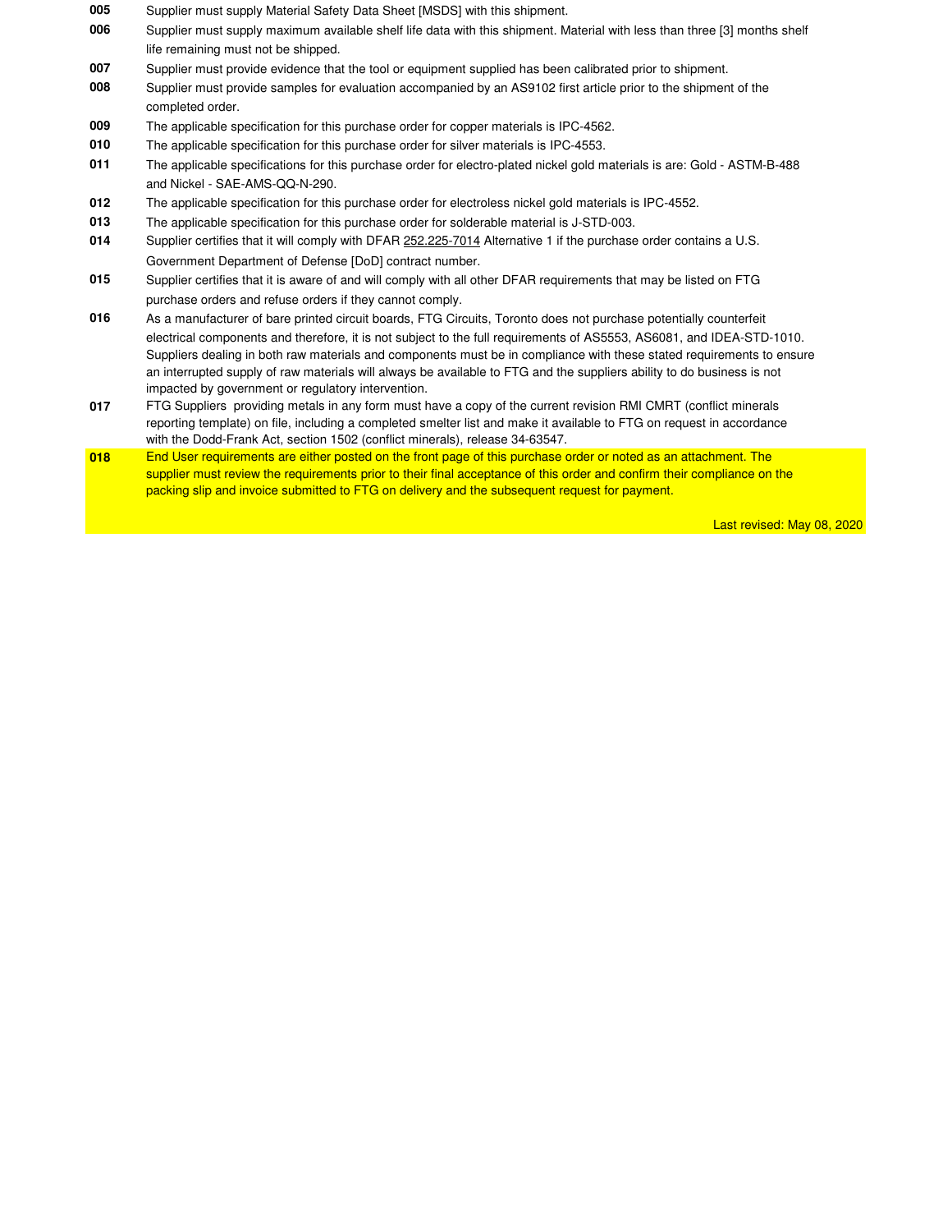**005** Supplier must supply Material Safety Data Sheet [MSDS] with this shipment.

**006** Supplier must supply maximum available shelf life data with this shipment. Material with less than three [3] months shelf life remaining must not be shipped.

**007** Supplier must provide evidence that the tool or equipment supplied has been calibrated prior to shipment.

**008** Supplier must provide samples for evaluation accompanied by an AS9102 first article prior to the shipment of the completed order.

**009** The applicable specification for this purchase order for copper materials is IPC-4562.

**010** The applicable specification for this purchase order for silver materials is IPC-4553.

**011** The applicable specifications for this purchase order for electro-plated nickel gold materials is are: Gold - ASTM-B-488 and Nickel - SAE-AMS-QQ-N-290.

**012** The applicable specification for this purchase order for electroless nickel gold materials is IPC-4552.

**013** The applicable specification for this purchase order for solderable material is J-STD-003.

**014** Supplier certifies that it will comply with DFAR 252.225-7014 Alternative 1 if the purchase order contains a U.S. Government Department of Defense [DoD] contract number.

**015** Supplier certifies that it is aware of and will comply with all other DFAR requirements that may be listed on FTG purchase orders and refuse orders if they cannot comply.

**016** As a manufacturer of bare printed circuit boards, FTG Circuits, Toronto does not purchase potentially counterfeit electrical components and therefore, it is not subject to the full requirements of AS5553, AS6081, and IDEA-STD-1010. Suppliers dealing in both raw materials and components must be in compliance with these stated requirements to ensure an interrupted supply of raw materials will always be available to FTG and the suppliers ability to do business is not impacted by government or regulatory intervention.

**017** FTG Suppliers providing metals in any form must have a copy of the current revision RMI CMRT (conflict minerals reporting template) on file, including a completed smelter list and make it available to FTG on request in accordance with the Dodd-Frank Act, section 1502 (conflict minerals), release 34-63547.

**018** End User requirements are either posted on the front page of this purchase order or noted as an attachment. The supplier must review the requirements prior to their final acceptance of this order and confirm their compliance on the packing slip and invoice submitted to FTG on delivery and the subsequent request for payment.

Last revised: May 08, 2020